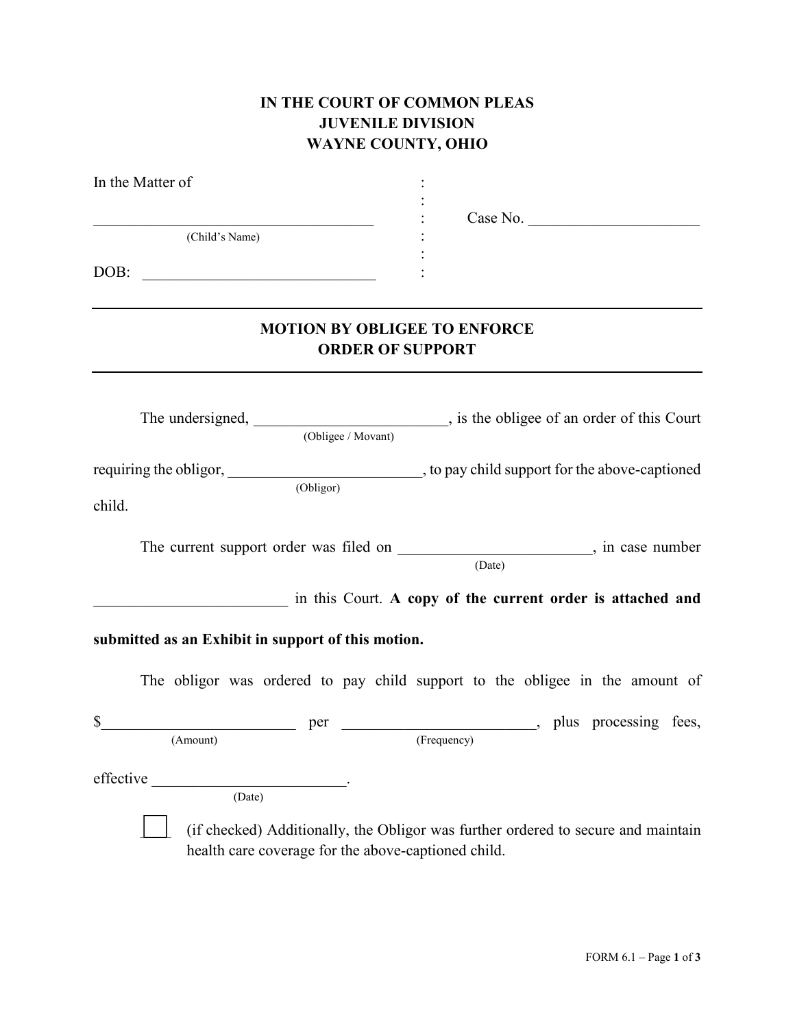**IN THE COURT OF COMMON PLEAS**
**JUVENILE DIVISION**
**WAYNE COUNTY, OHIO**

In the Matter of

___________________________________ : Case No. ______________________
(Child's Name)

DOB: ______________________________

---

**MOTION BY OBLIGEE TO ENFORCE**
**ORDER OF SUPPORT**

---

The undersigned, ________________________ (Obligee / Movant), is the obligee of an order of this Court requiring the obligor, ________________________ (Obligor), to pay child support for the above-captioned child.

The current support order was filed on ________________________ (Date), in case number ________________________ in this Court. **A copy of the current order is attached and submitted as an Exhibit in support of this motion.**

The obligor was ordered to pay child support to the obligee in the amount of $________________________ (Amount) per ________________________ (Frequency), plus processing fees, effective ________________________ (Date).

☐ (if checked) Additionally, the Obligor was further ordered to secure and maintain health care coverage for the above-captioned child.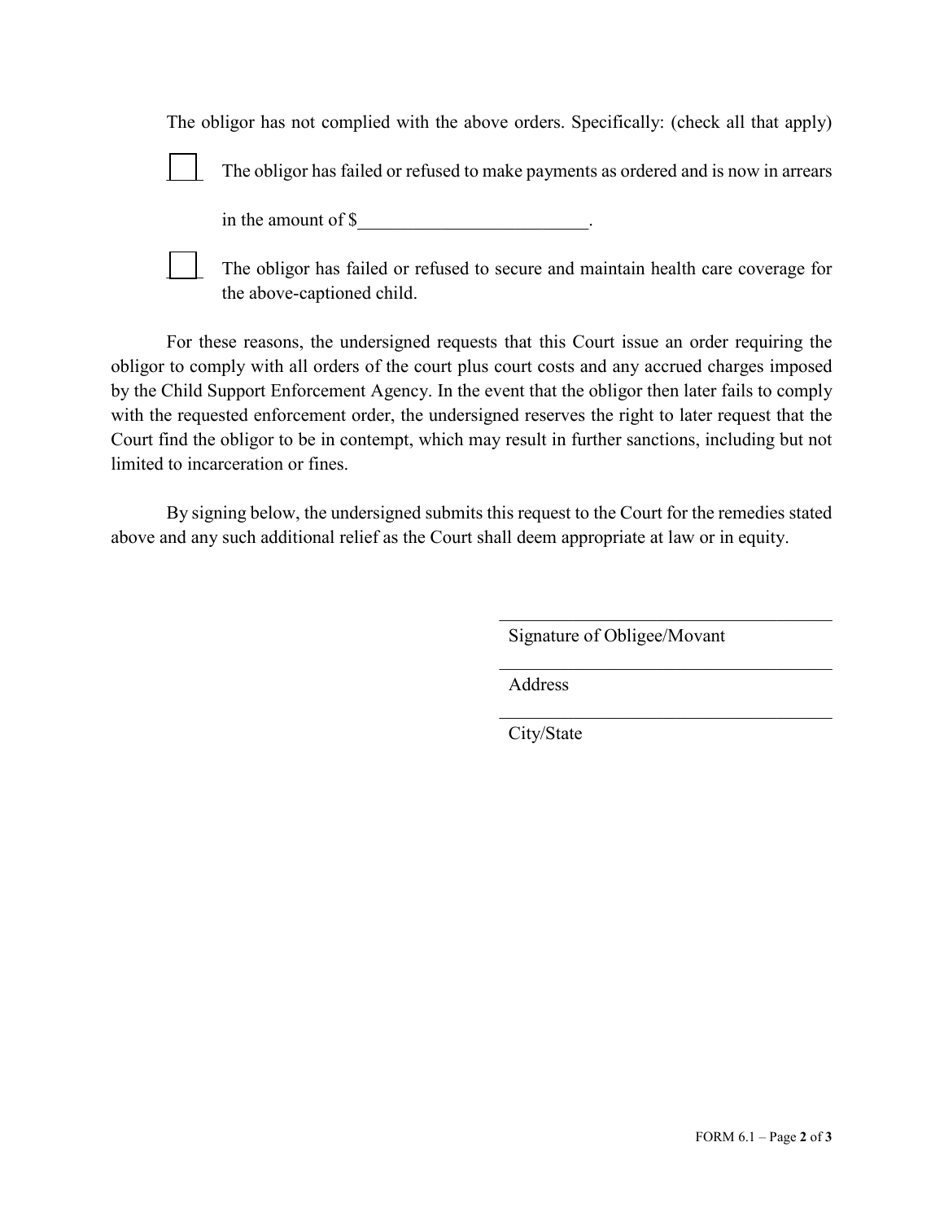The obligor has not complied with the above orders. Specifically: (check all that apply)

- [ ] The obligor has failed or refused to make payments as ordered and is now in arrears in the amount of $_________________________.

- [ ] The obligor has failed or refused to secure and maintain health care coverage for the above-captioned child.

For these reasons, the undersigned requests that this Court issue an order requiring the obligor to comply with all orders of the court plus court costs and any accrued charges imposed by the Child Support Enforcement Agency. In the event that the obligor then later fails to comply with the requested enforcement order, the undersigned reserves the right to later request that the Court find the obligor to be in contempt, which may result in further sanctions, including but not limited to incarceration or fines.

By signing below, the undersigned submits this request to the Court for the remedies stated above and any such additional relief as the Court shall deem appropriate at law or in equity.

_____________________________________
Signature of Obligee/Movant

_____________________________________
Address

_____________________________________
City/State

FORM 6.1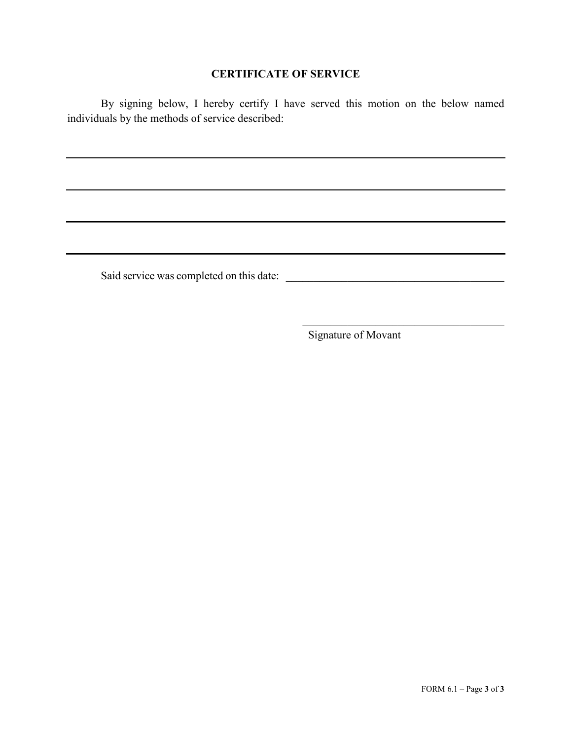## CERTIFICATE OF SERVICE

By signing below, I hereby certify I have served this motion on the below named individuals by the methods of service described:

\_\_\_\_\_\_\_\_\_\_\_\_\_\_\_\_\_\_\_\_\_\_\_\_\_\_\_\_\_\_\_\_\_\_\_\_\_\_\_\_\_\_\_\_\_\_\_\_\_\_\_\_\_\_\_\_\_\_\_\_\_\_\_\_\_\_\_\_\_\_

\_\_\_\_\_\_\_\_\_\_\_\_\_\_\_\_\_\_\_\_\_\_\_\_\_\_\_\_\_\_\_\_\_\_\_\_\_\_\_\_\_\_\_\_\_\_\_\_\_\_\_\_\_\_\_\_\_\_\_\_\_\_\_\_\_\_\_\_\_\_

\_\_\_\_\_\_\_\_\_\_\_\_\_\_\_\_\_\_\_\_\_\_\_\_\_\_\_\_\_\_\_\_\_\_\_\_\_\_\_\_\_\_\_\_\_\_\_\_\_\_\_\_\_\_\_\_\_\_\_\_\_\_\_\_\_\_\_\_\_\_

\_\_\_\_\_\_\_\_\_\_\_\_\_\_\_\_\_\_\_\_\_\_\_\_\_\_\_\_\_\_\_\_\_\_\_\_\_\_\_\_\_\_\_\_\_\_\_\_\_\_\_\_\_\_\_\_\_\_\_\_\_\_\_\_\_\_\_\_\_\_

Said service was completed on this date: \_\_\_\_\_\_\_\_\_\_\_\_\_\_\_\_\_\_\_\_\_\_\_\_\_\_\_\_\_\_\_\_\_\_\_\_\_\_\_\_

\_\_\_\_\_\_\_\_\_\_\_\_\_\_\_\_\_\_\_\_\_\_\_\_\_\_\_\_\_\_\_\_\_\_\_\_\_\_\_\_

Signature of Movant

FORM 6.1